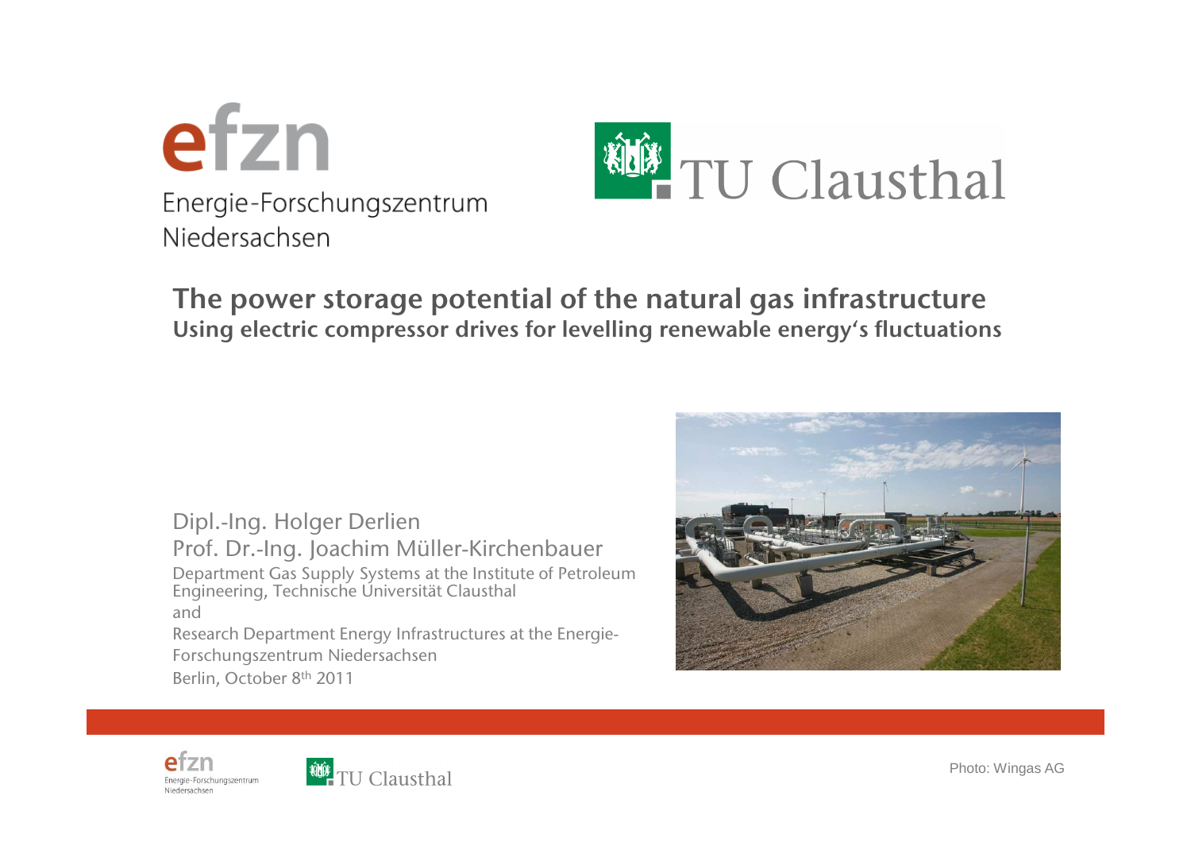efzn

Energie-Forschungszentrum Niedersachsen

TU Clausthal

# The power storage potential of the natural gas infrastructure

## Using electric compressor drives for levelling renewable energy's fluctuations

Dipl.-Ing. Holger Derlien

Prof. Dr.-Ing. Joachim Müller-Kirchenbauer

Department Gas Supply Systems at the Institute of Petroleum Engineering, Technische Universität Clausthal

and

Research Department Energy Infrastructures at the Energie-Forschungszentrum Niedersachsen

Berlin, October 8th 2011

Photo: Wingas AG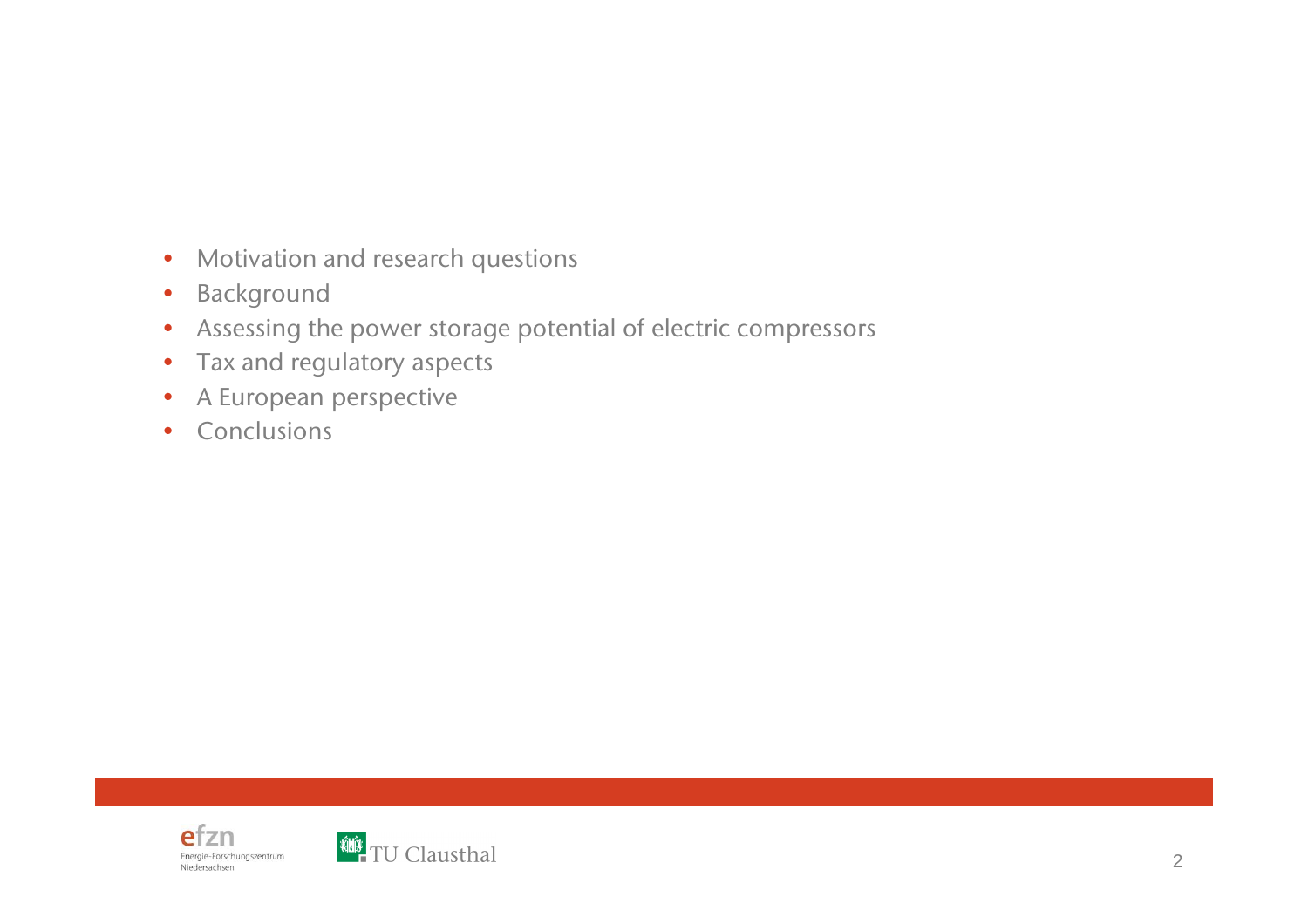- Motivation and research questions
- Background
- Assessing the power storage potential of electric compressors
- Tax and regulatory aspects
- A European perspective
- Conclusions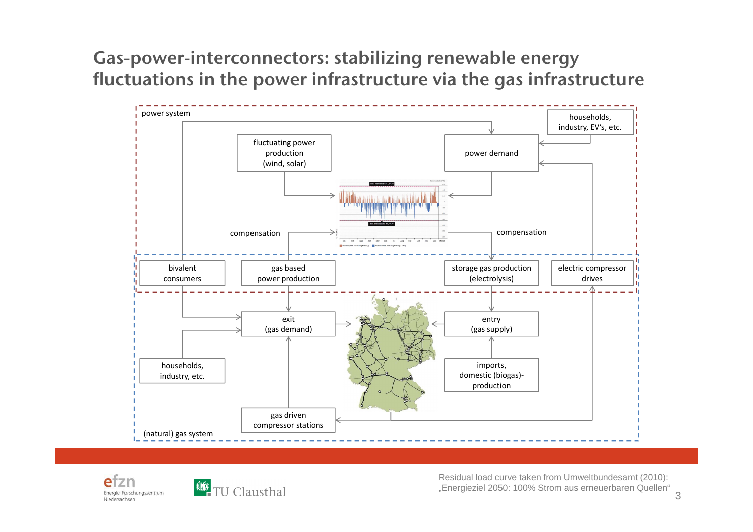# Gas-power-interconnectors: stabilizing renewable energy fluctuations in the power infrastructure via the gas infrastructure

power system

households, industry, EV's, etc.

fluctuating power production (wind, solar)

power demand

compensation

compensation

bivalent consumers

gas based power production

storage gas production (electrolysis)

electric compressor drives

exit (gas demand)

entry (gas supply)

households, industry, etc.

imports, domestic (biogas)-production

gas driven compressor stations

(natural) gas system

Residual load curve taken from Umweltbundesamt (2010): „Energieziel 2050: 100% Strom aus erneuerbaren Quellen"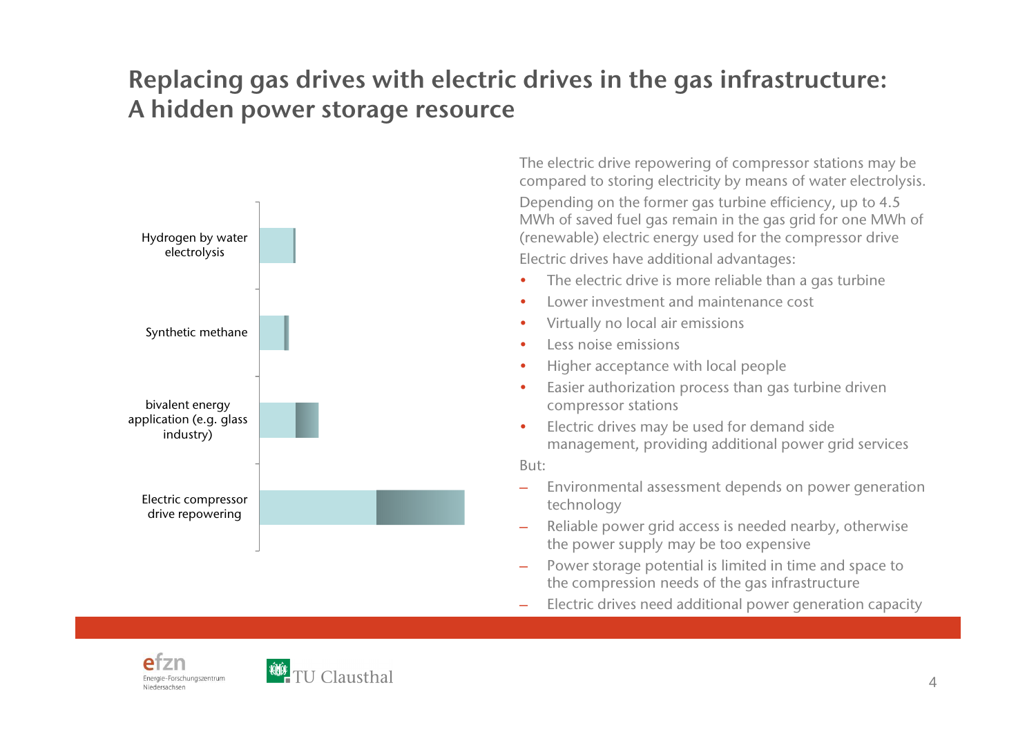# Replacing gas drives with electric drives in the gas infrastructure: A hidden power storage resource

Hydrogen by water electrolysis

Synthetic methane

bivalent energy application (e.g. glass industry)

Electric compressor drive repowering

The electric drive repowering of compressor stations may be compared to storing electricity by means of water electrolysis.

Depending on the former gas turbine efficiency, up to 4.5 MWh of saved fuel gas remain in the gas grid for one MWh of (renewable) electric energy used for the compressor drive

Electric drives have additional advantages:

- The electric drive is more reliable than a gas turbine
- Lower investment and maintenance cost
- Virtually no local air emissions
- Less noise emissions
- Higher acceptance with local people
- Easier authorization process than gas turbine driven compressor stations
- Electric drives may be used for demand side management, providing additional power grid services

But:

- Environmental assessment depends on power generation technology
- Reliable power grid access is needed nearby, otherwise the power supply may be too expensive
- Power storage potential is limited in time and space to the compression needs of the gas infrastructure
- Electric drives need additional power generation capacity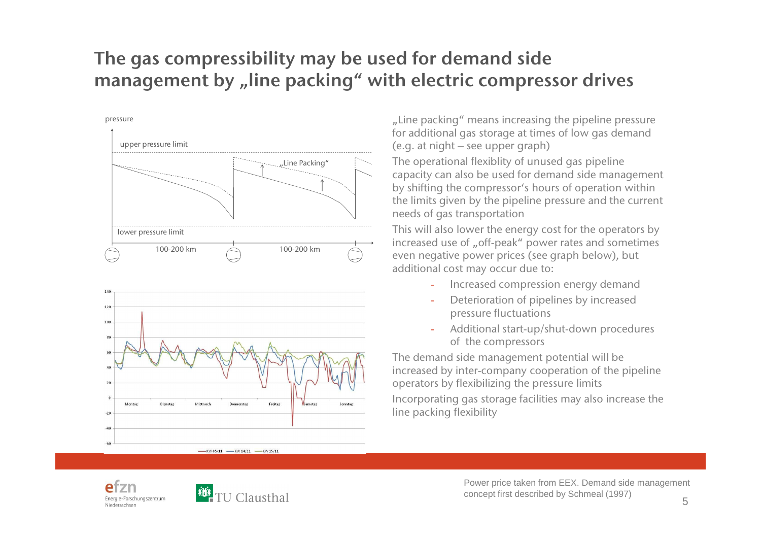# The gas compressibility may be used for demand side management by „line packing" with electric compressor drives

„Line packing" means increasing the pipeline pressure for additional gas storage at times of low gas demand (e.g. at night – see upper graph)

The operational flexiblity of unused gas pipeline capacity can also be used for demand side management by shifting the compressor's hours of operation within the limits given by the pipeline pressure and the current needs of gas transportation

This will also lower the energy cost for the operators by increased use of „off-peak" power rates and sometimes even negative power prices (see graph below), but additional cost may occur due to:

- Increased compression energy demand
- Deterioration of pipelines by increased pressure fluctuations
- Additional start-up/shut-down procedures of the compressors

The demand side management potential will be increased by inter-company cooperation of the pipeline operators by flexibilizing the pressure limits

Incorporating gas storage facilities may also increase the line packing flexibility

Power price taken from EEX. Demand side management concept first described by Schmeal (1997)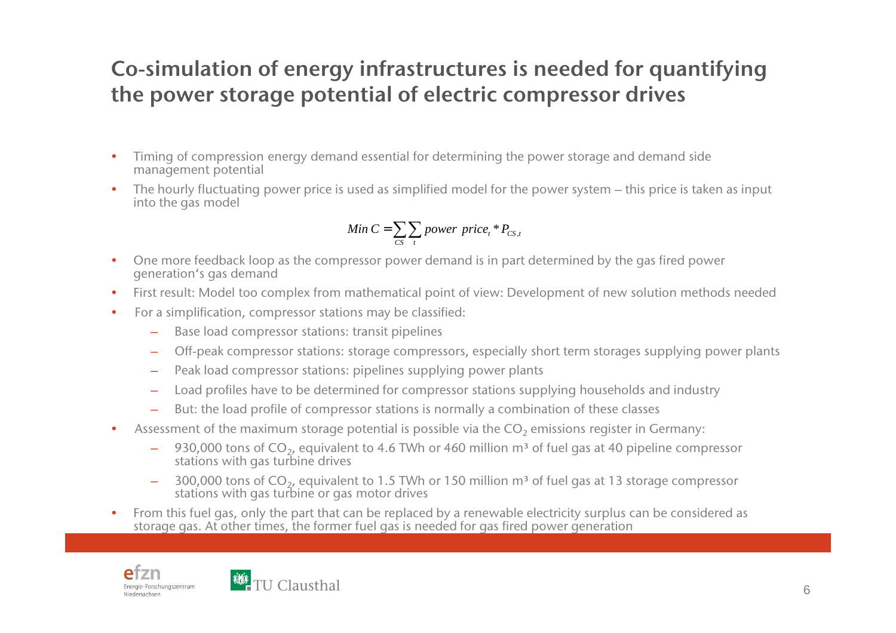# Co-simulation of energy infrastructures is needed for quantifying the power storage potential of electric compressor drives

- Timing of compression energy demand essential for determining the power storage and demand side management potential
- The hourly fluctuating power price is used as simplified model for the power system – this price is taken as input into the gas model

$$Min\ C = \sum_{CS} \sum_{t} power\ \ price_t * P_{CS,t}$$

- One more feedback loop as the compressor power demand is in part determined by the gas fired power generation‘s gas demand
- First result: Model too complex from mathematical point of view: Development of new solution methods needed
- For a simplification, compressor stations may be classified:
  - Base load compressor stations: transit pipelines
  - Off-peak compressor stations: storage compressors, especially short term storages supplying power plants
  - Peak load compressor stations: pipelines supplying power plants
  - Load profiles have to be determined for compressor stations supplying households and industry
  - But: the load profile of compressor stations is normally a combination of these classes
- Assessment of the maximum storage potential is possible via the $CO_2$ emissions register in Germany:
  - 930,000 tons of $CO_2$, equivalent to 4.6 TWh or 460 million m³ of fuel gas at 40 pipeline compressor stations with gas turbine drives
  - 300,000 tons of $CO_2$, equivalent to 1.5 TWh or 150 million m³ of fuel gas at 13 storage compressor stations with gas turbine or gas motor drives
- From this fuel gas, only the part that can be replaced by a renewable electricity surplus can be considered as storage gas. At other times, the former fuel gas is needed for gas fired power generation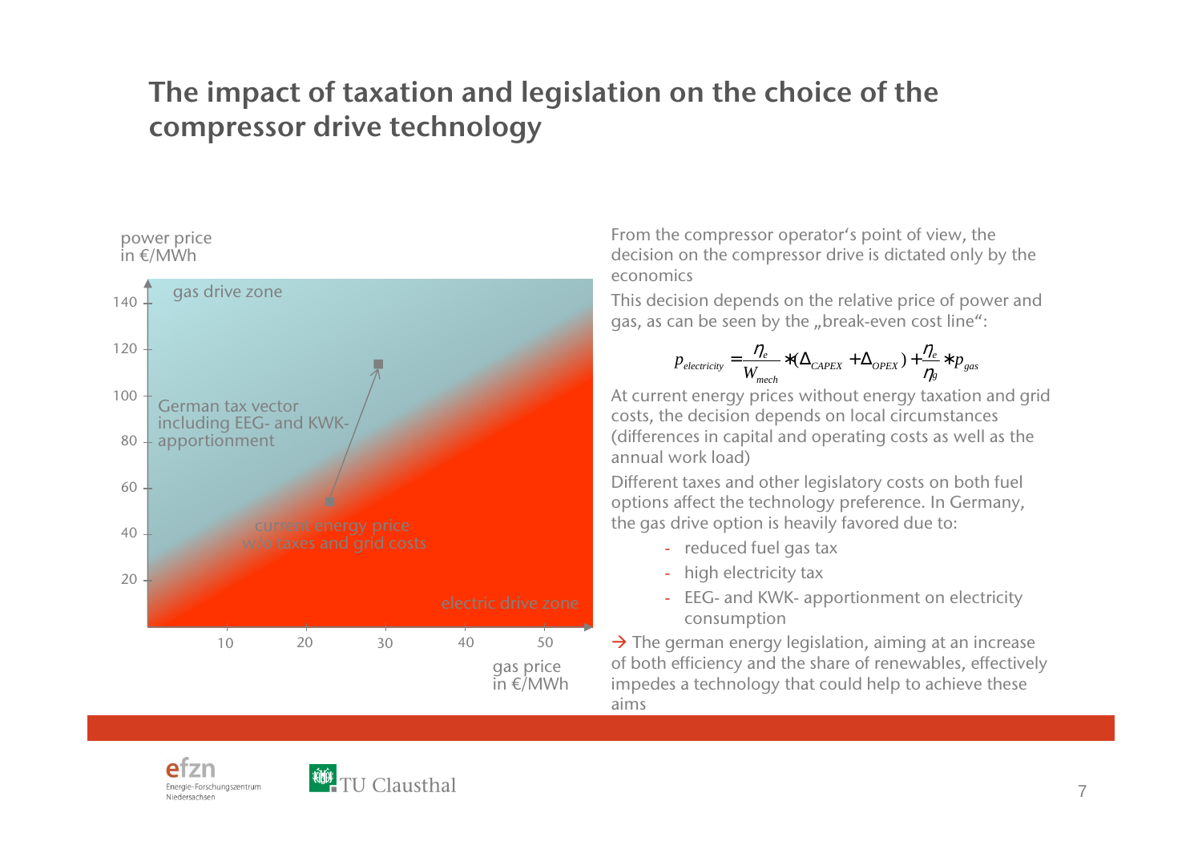# The impact of taxation and legislation on the choice of the compressor drive technology

power price in €/MWh

gas drive zone

German tax vector including EEG- and KWK-apportionment

current energy price w/o taxes and grid costs

electric drive zone

gas price in €/MWh

From the compressor operator's point of view, the decision on the compressor drive is dictated only by the economics

This decision depends on the relative price of power and gas, as can be seen by the „break-even cost line":

$$p_{electricity} = \frac{\eta_e}{W_{mech}} * (\Delta_{CAPEX} + \Delta_{OPEX}) + \frac{\eta_e}{\eta_g} * p_{gas}$$

At current energy prices without energy taxation and grid costs, the decision depends on local circumstances (differences in capital and operating costs as well as the annual work load)

Different taxes and other legislatory costs on both fuel options affect the technology preference. In Germany, the gas drive option is heavily favored due to:

- reduced fuel gas tax
- high electricity tax
- EEG- and KWK- apportionment on electricity consumption

→ The german energy legislation, aiming at an increase of both efficiency and the share of renewables, effectively impedes a technology that could help to achieve these aims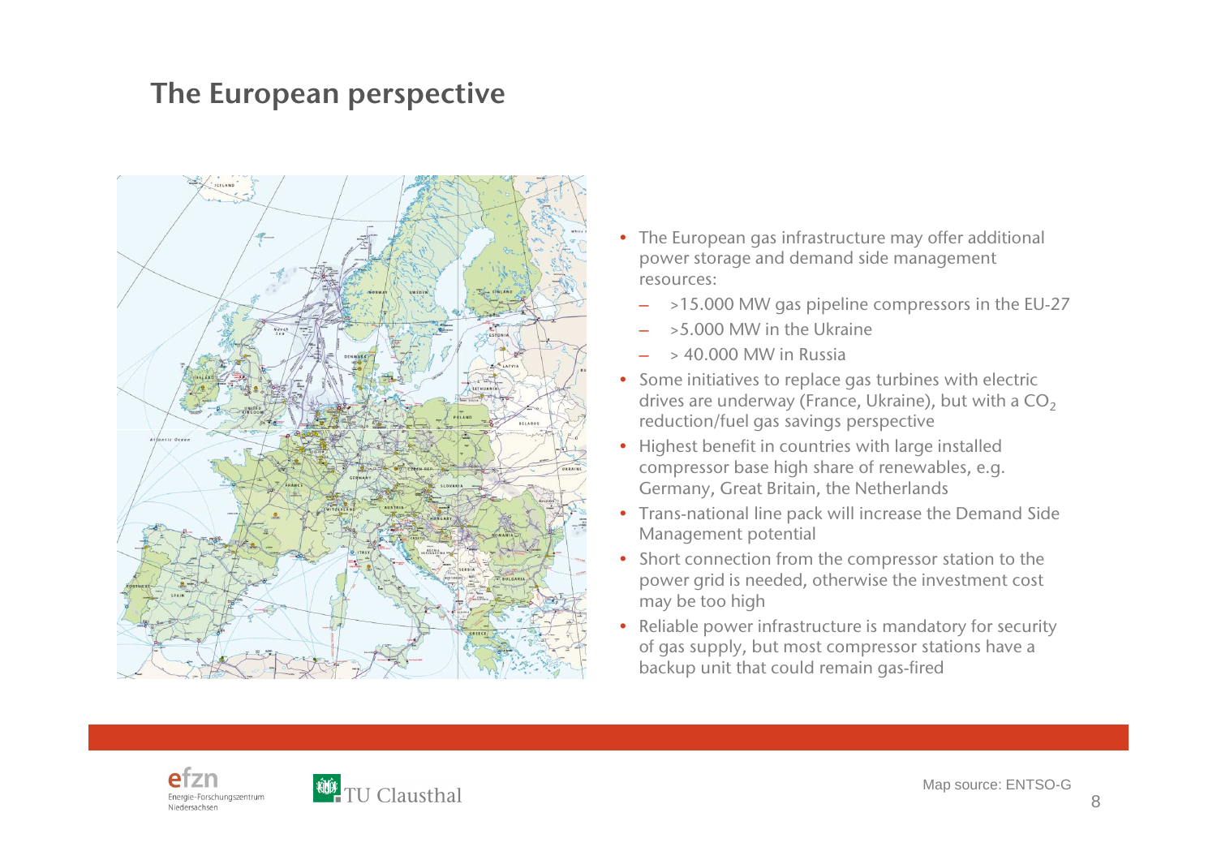## The European perspective

- The European gas infrastructure may offer additional power storage and demand side management resources:
  - >15.000 MW gas pipeline compressors in the EU-27
  - >5.000 MW in the Ukraine
  - > 40.000 MW in Russia
- Some initiatives to replace gas turbines with electric drives are underway (France, Ukraine), but with a $CO_2$ reduction/fuel gas savings perspective
- Highest benefit in countries with large installed compressor base high share of renewables, e.g. Germany, Great Britain, the Netherlands
- Trans-national line pack will increase the Demand Side Management potential
- Short connection from the compressor station to the power grid is needed, otherwise the investment cost may be too high
- Reliable power infrastructure is mandatory for security of gas supply, but most compressor stations have a backup unit that could remain gas-fired

Map source: ENTSO-G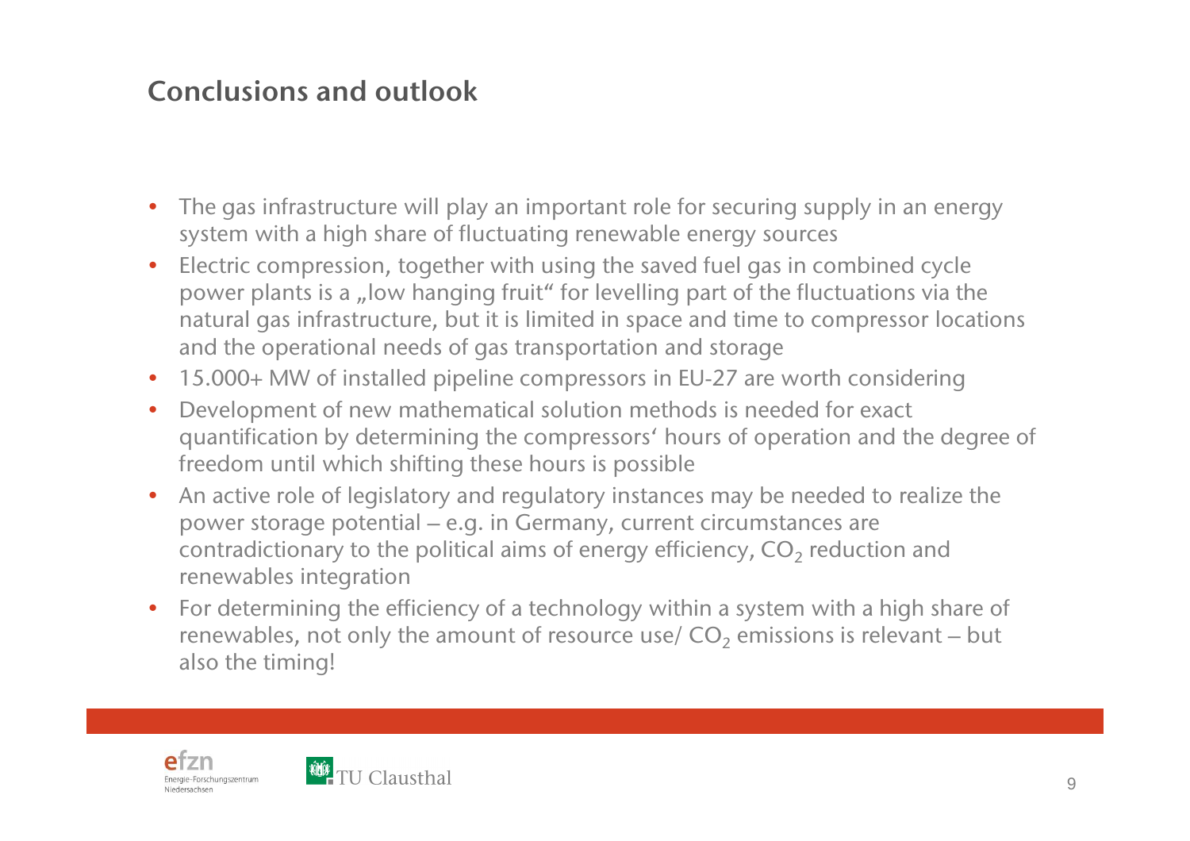## Conclusions and outlook

- The gas infrastructure will play an important role for securing supply in an energy system with a high share of fluctuating renewable energy sources
- Electric compression, together with using the saved fuel gas in combined cycle power plants is a „low hanging fruit“ for levelling part of the fluctuations via the natural gas infrastructure, but it is limited in space and time to compressor locations and the operational needs of gas transportation and storage
- 15.000+ MW of installed pipeline compressors in EU-27 are worth considering
- Development of new mathematical solution methods is needed for exact quantification by determining the compressors‘ hours of operation and the degree of freedom until which shifting these hours is possible
- An active role of legislatory and regulatory instances may be needed to realize the power storage potential – e.g. in Germany, current circumstances are contradictionary to the political aims of energy efficiency, $CO_2$ reduction and renewables integration
- For determining the efficiency of a technology within a system with a high share of renewables, not only the amount of resource use/ $CO_2$ emissions is relevant – but also the timing!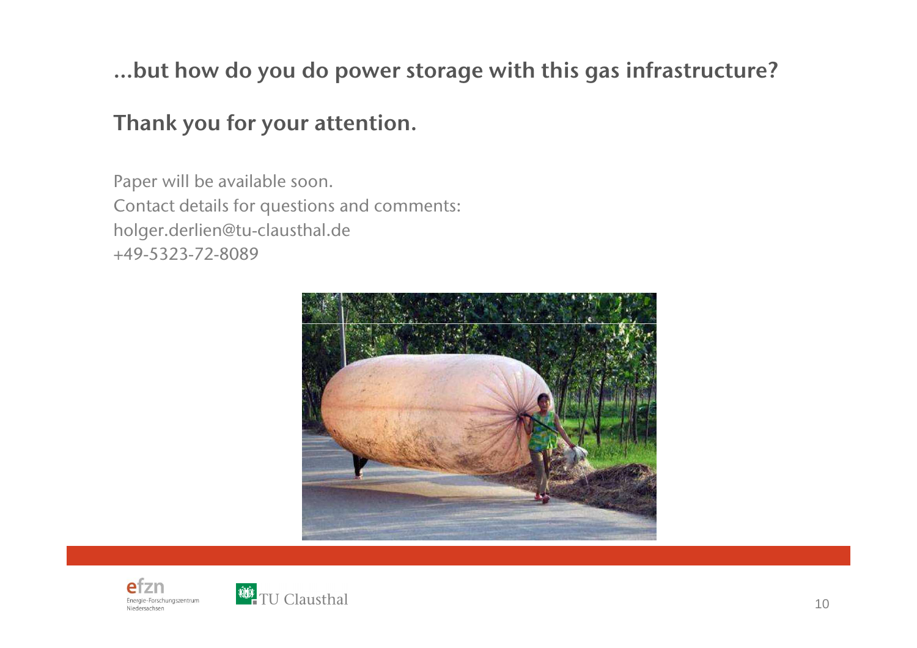## ...but how do you do power storage with this gas infrastructure?

## Thank you for your attention.

Paper will be available soon.
Contact details for questions and comments:
holger.derlien@tu-clausthal.de
+49-5323-72-8089